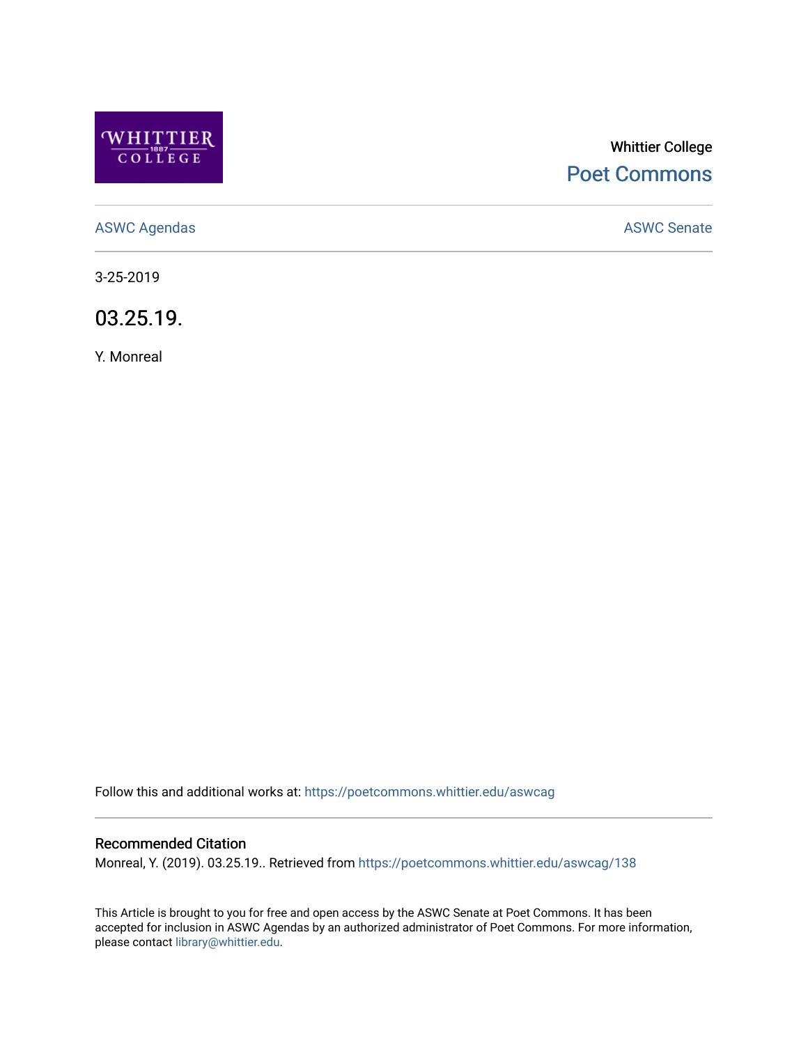Whittier College

Poet Commons

ASWC Agendas

ASWC Senate

3-25-2019

# 03.25.19.

Y. Monreal

Follow this and additional works at: https://poetcommons.whittier.edu/aswcag

## Recommended Citation

Monreal, Y. (2019). 03.25.19.. Retrieved from https://poetcommons.whittier.edu/aswcag/138

This Article is brought to you for free and open access by the ASWC Senate at Poet Commons. It has been accepted for inclusion in ASWC Agendas by an authorized administrator of Poet Commons. For more information, please contact library@whittier.edu.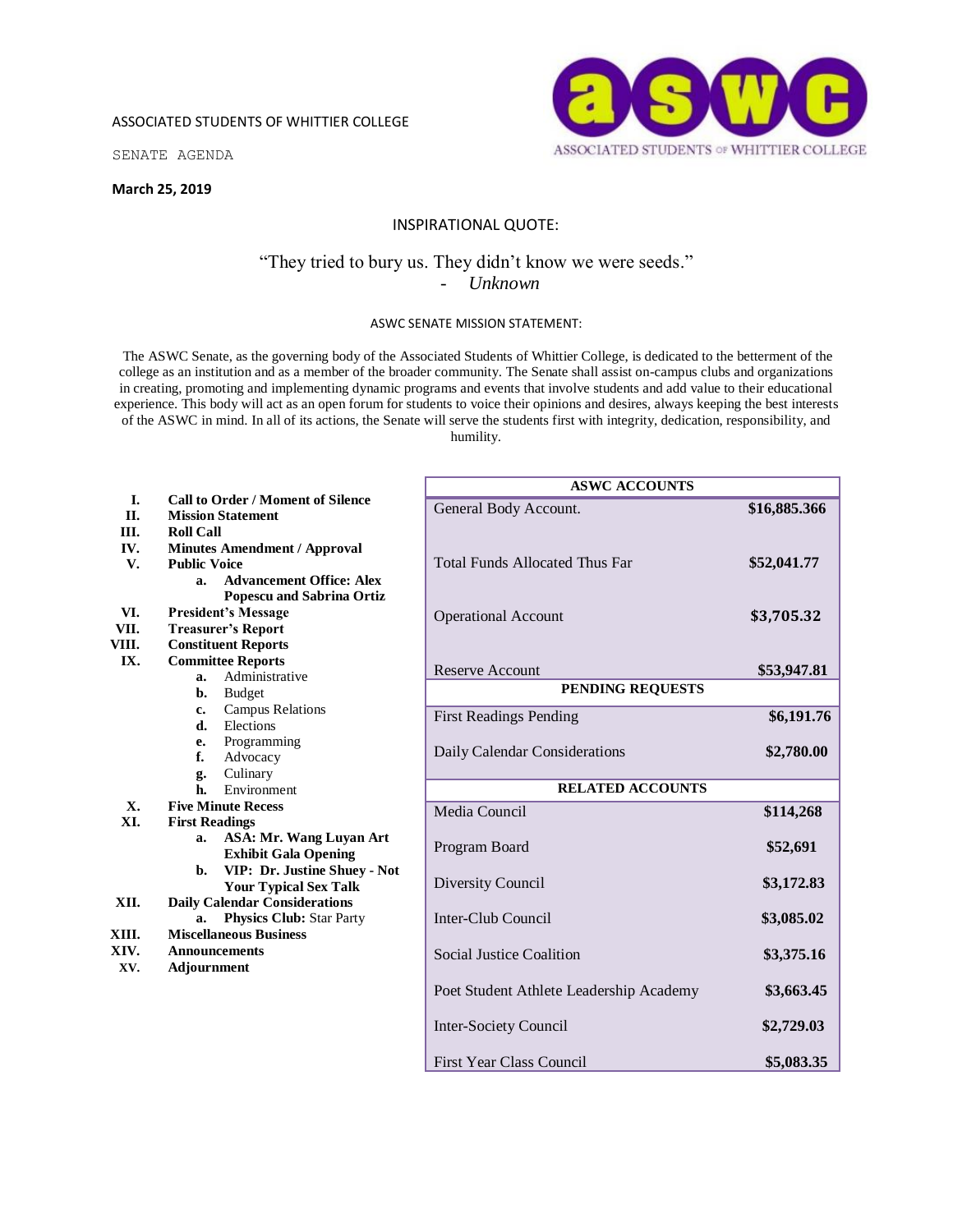ASSOCIATED STUDENTS OF WHITTIER COLLEGE

SENATE AGENDA

**March 25, 2019**

INSPIRATIONAL QUOTE:

"They tried to bury us. They didn't know we were seeds."
- *Unknown*

ASWC SENATE MISSION STATEMENT:

The ASWC Senate, as the governing body of the Associated Students of Whittier College, is dedicated to the betterment of the college as an institution and as a member of the broader community. The Senate shall assist on-campus clubs and organizations in creating, promoting and implementing dynamic programs and events that involve students and add value to their educational experience. This body will act as an open forum for students to voice their opinions and desires, always keeping the best interests of the ASWC in mind. In all of its actions, the Senate will serve the students first with integrity, dedication, responsibility, and humility.

- I. **Call to Order / Moment of Silence**
- II. **Mission Statement**
- III. **Roll Call**
- IV. **Minutes Amendment / Approval**
- V. **Public Voice**
  - a. **Advancement Office: Alex Popescu and Sabrina Ortiz**
- VI. **President's Message**
- VII. **Treasurer's Report**
- VIII. **Constituent Reports**
- IX. **Committee Reports**
  - a. Administrative
  - b. Budget
  - c. Campus Relations
  - d. Elections
  - e. Programming
  - f. Advocacy
  - g. Culinary
  - h. Environment
- X. **Five Minute Recess**
- XI. **First Readings**
  - a. **ASA: Mr. Wang Luyan Art Exhibit Gala Opening**
  - b. **VIP: Dr. Justine Shuey - Not Your Typical Sex Talk**
- XII. **Daily Calendar Considerations**
  - a. **Physics Club:** Star Party
- XIII. **Miscellaneous Business**
- XIV. **Announcements**
- XV. **Adjournment**

| ASWC ACCOUNTS | |
|---|---|
| General Body Account. | $16,885.366 |
| Total Funds Allocated Thus Far | $52,041.77 |
| Operational Account | $3,705.32 |
| Reserve Account | $53,947.81 |
| **PENDING REQUESTS** | |
| First Readings Pending | $6,191.76 |
| Daily Calendar Considerations | $2,780.00 |
| **RELATED ACCOUNTS** | |
| Media Council | $114,268 |
| Program Board | $52,691 |
| Diversity Council | $3,172.83 |
| Inter-Club Council | $3,085.02 |
| Social Justice Coalition | $3,375.16 |
| Poet Student Athlete Leadership Academy | $3,663.45 |
| Inter-Society Council | $2,729.03 |
| First Year Class Council | $5,083.35 |